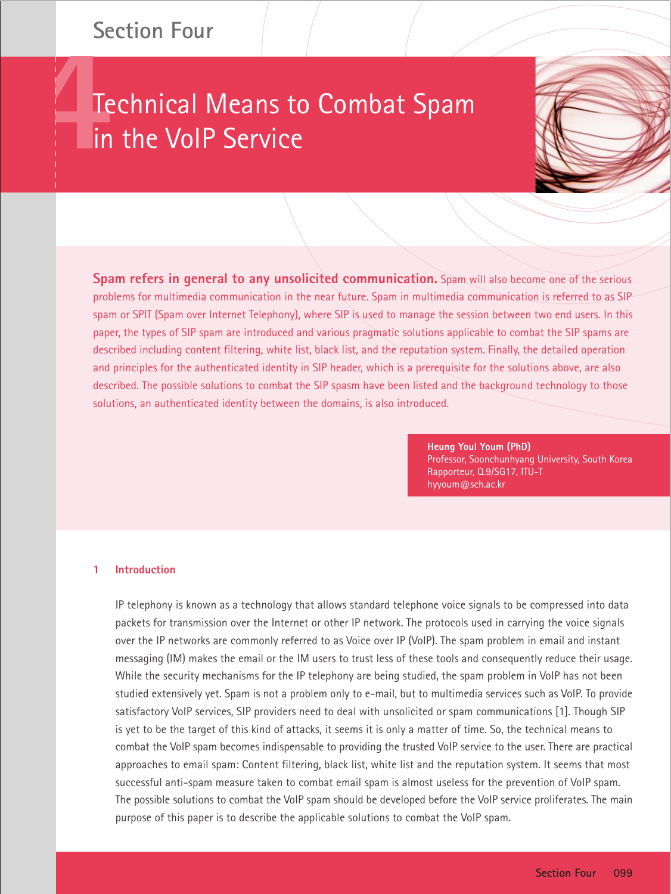# Technical Means to Combat Spam in the VoIP Service

**Spam refers in general to any unsolicited communication.** Spam will also become one of the serious problems for multimedia communication in the near future. Spam in multimedia communication is referred to as SIP spam or SPIT (Spam over Internet Telephony), where SIP is used to manage the session between two end users. In this paper, the types of SIP spam are introduced and various pragmatic solutions applicable to combat the SIP spams are described including content filtering, white list, black list, and the reputation system. Finally, the detailed operation and principles for the authenticated identity in SIP header, which is a prerequisite for the solutions above, are also described. The possible solutions to combat the SIP spasm have been listed and the background technology to those solutions, an authenticated identity between the domains, is also introduced.

**Heung Youl Youm (PhD)**
Professor, Soonchunhyang University, South Korea
Rapporteur, Q.9/SG17, ITU-T
hyyoum@sch.ac.kr

## 1 Introduction

IP telephony is known as a technology that allows standard telephone voice signals to be compressed into data packets for transmission over the Internet or other IP network. The protocols used in carrying the voice signals over the IP networks are commonly referred to as Voice over IP (VoIP). The spam problem in email and instant messaging (IM) makes the email or the IM users to trust less of these tools and consequently reduce their usage. While the security mechanisms for the IP telephony are being studied, the spam problem in VoIP has not been studied extensively yet. Spam is not a problem only to e-mail, but to multimedia services such as VoIP. To provide satisfactory VoIP services, SIP providers need to deal with unsolicited or spam communications [1]. Though SIP is yet to be the target of this kind of attacks, it seems it is only a matter of time. So, the technical means to combat the VoIP spam becomes indispensable to providing the trusted VoIP service to the user. There are practical approaches to email spam: Content filtering, black list, white list and the reputation system. It seems that most successful anti-spam measure taken to combat email spam is almost useless for the prevention of VoIP spam. The possible solutions to combat the VoIP spam should be developed before the VoIP service proliferates. The main purpose of this paper is to describe the applicable solutions to combat the VoIP spam.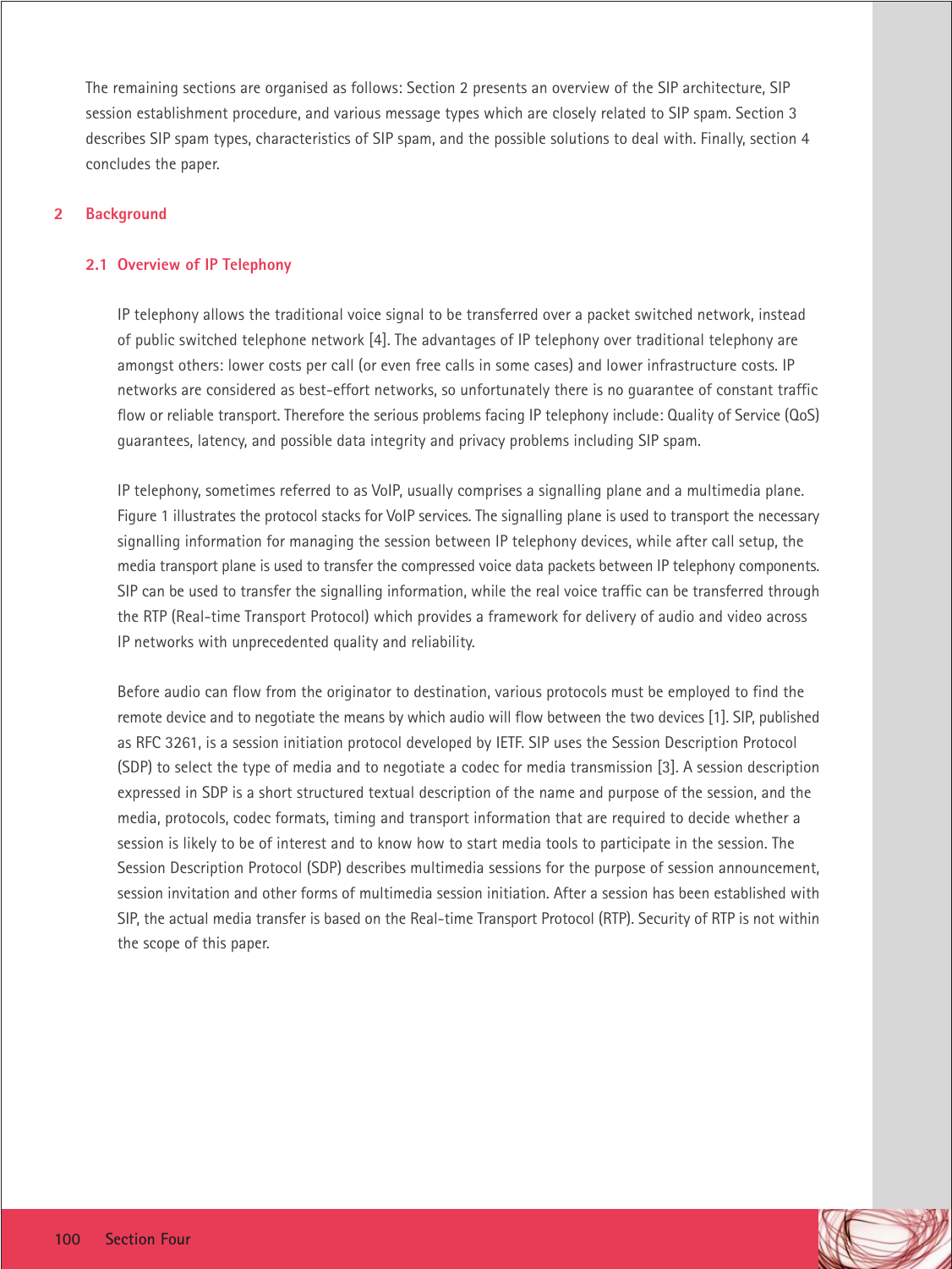The remaining sections are organised as follows: Section 2 presents an overview of the SIP architecture, SIP session establishment procedure, and various message types which are closely related to SIP spam. Section 3 describes SIP spam types, characteristics of SIP spam, and the possible solutions to deal with. Finally, section 4 concludes the paper.

## 2 Background

### 2.1 Overview of IP Telephony

IP telephony allows the traditional voice signal to be transferred over a packet switched network, instead of public switched telephone network [4]. The advantages of IP telephony over traditional telephony are amongst others: lower costs per call (or even free calls in some cases) and lower infrastructure costs. IP networks are considered as best-effort networks, so unfortunately there is no guarantee of constant traffic flow or reliable transport. Therefore the serious problems facing IP telephony include: Quality of Service (QoS) guarantees, latency, and possible data integrity and privacy problems including SIP spam.

IP telephony, sometimes referred to as VoIP, usually comprises a signalling plane and a multimedia plane. Figure 1 illustrates the protocol stacks for VoIP services. The signalling plane is used to transport the necessary signalling information for managing the session between IP telephony devices, while after call setup, the media transport plane is used to transfer the compressed voice data packets between IP telephony components. SIP can be used to transfer the signalling information, while the real voice traffic can be transferred through the RTP (Real-time Transport Protocol) which provides a framework for delivery of audio and video across IP networks with unprecedented quality and reliability.

Before audio can flow from the originator to destination, various protocols must be employed to find the remote device and to negotiate the means by which audio will flow between the two devices [1]. SIP, published as RFC 3261, is a session initiation protocol developed by IETF. SIP uses the Session Description Protocol (SDP) to select the type of media and to negotiate a codec for media transmission [3]. A session description expressed in SDP is a short structured textual description of the name and purpose of the session, and the media, protocols, codec formats, timing and transport information that are required to decide whether a session is likely to be of interest and to know how to start media tools to participate in the session. The Session Description Protocol (SDP) describes multimedia sessions for the purpose of session announcement, session invitation and other forms of multimedia session initiation. After a session has been established with SIP, the actual media transfer is based on the Real-time Transport Protocol (RTP). Security of RTP is not within the scope of this paper.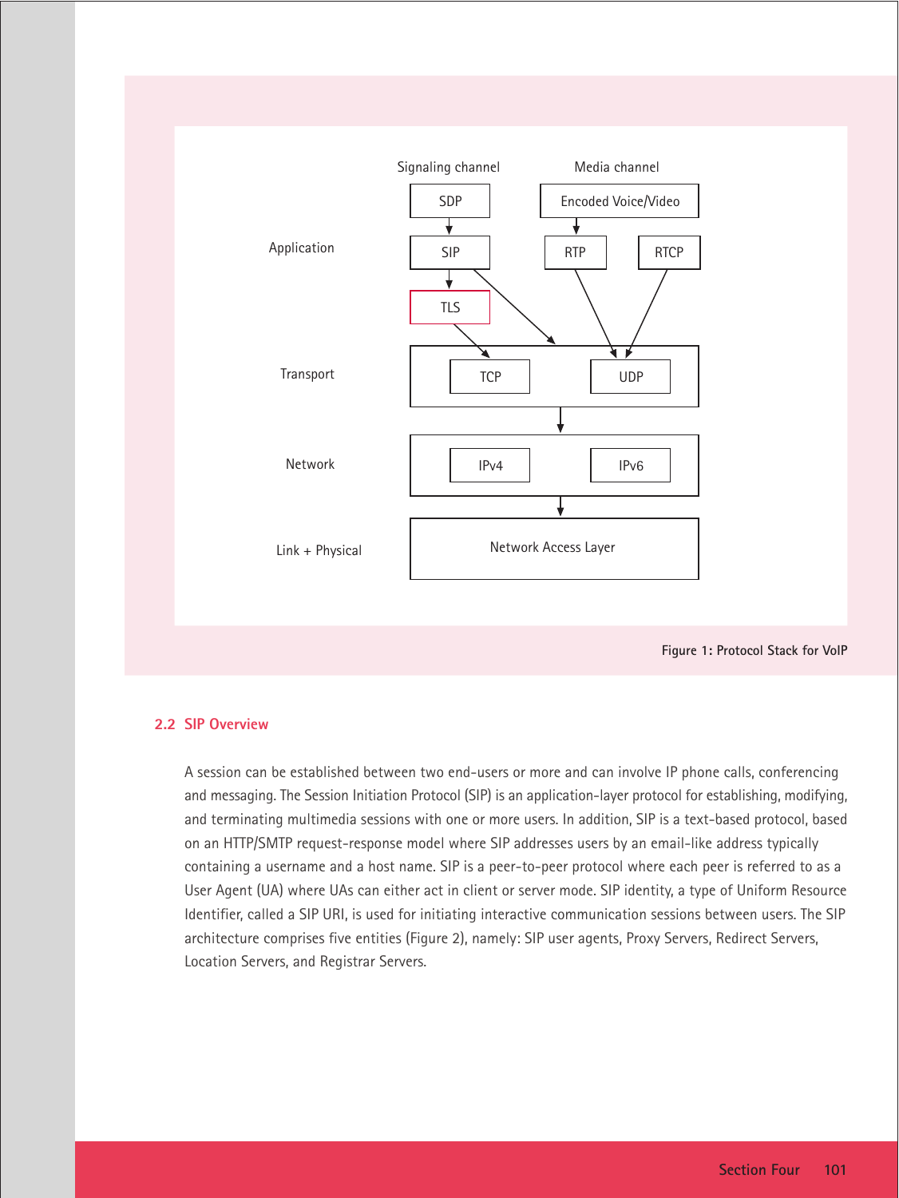Figure 1: Protocol Stack for VoIP

## 2.2 SIP Overview

A session can be established between two end-users or more and can involve IP phone calls, conferencing and messaging. The Session Initiation Protocol (SIP) is an application-layer protocol for establishing, modifying, and terminating multimedia sessions with one or more users. In addition, SIP is a text-based protocol, based on an HTTP/SMTP request-response model where SIP addresses users by an email-like address typically containing a username and a host name. SIP is a peer-to-peer protocol where each peer is referred to as a User Agent (UA) where UAs can either act in client or server mode. SIP identity, a type of Uniform Resource Identifier, called a SIP URI, is used for initiating interactive communication sessions between users. The SIP architecture comprises five entities (Figure 2), namely: SIP user agents, Proxy Servers, Redirect Servers, Location Servers, and Registrar Servers.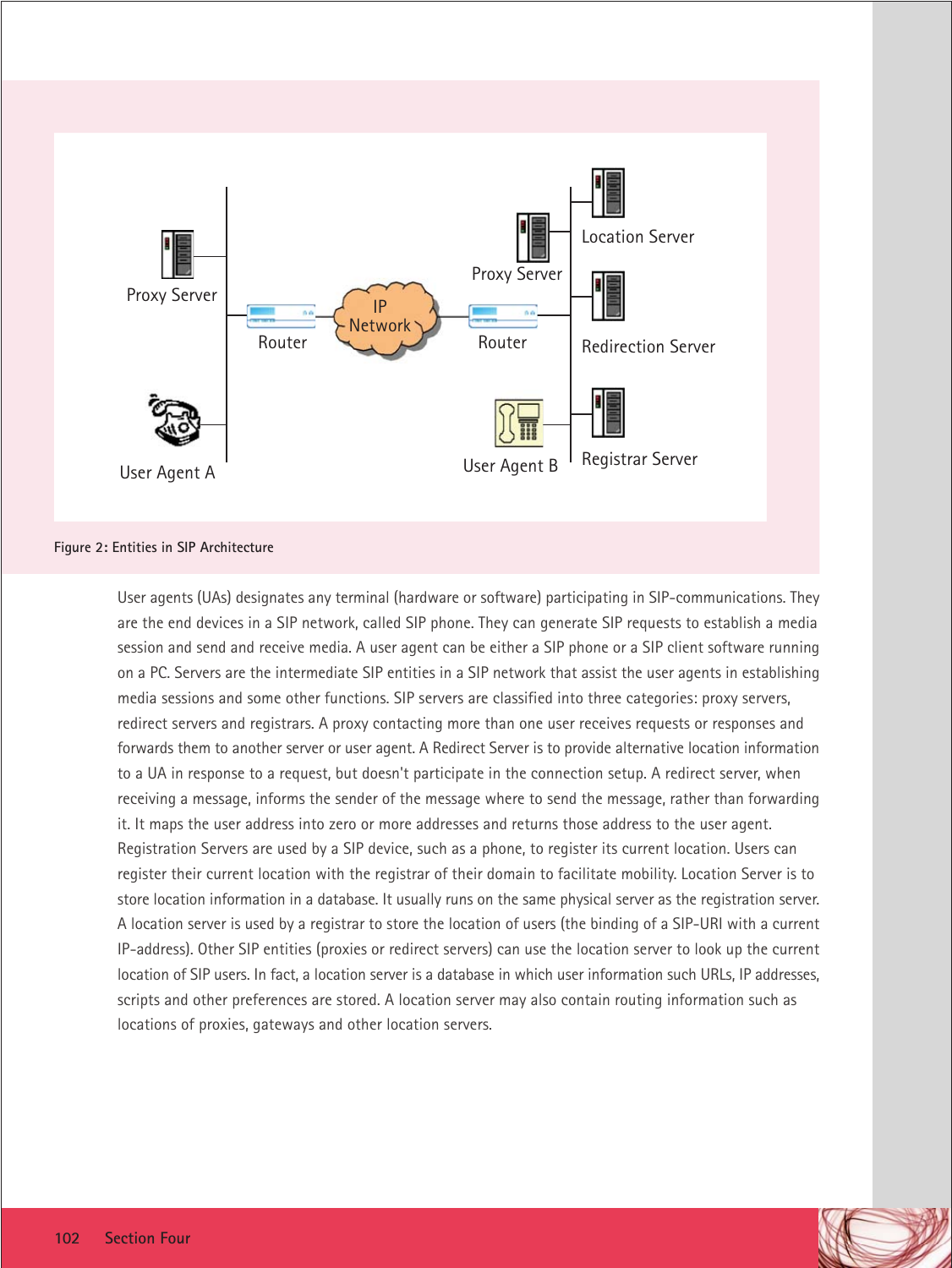Figure 2: Entities in SIP Architecture

User agents (UAs) designates any terminal (hardware or software) participating in SIP-communications. They are the end devices in a SIP network, called SIP phone. They can generate SIP requests to establish a media session and send and receive media. A user agent can be either a SIP phone or a SIP client software running on a PC. Servers are the intermediate SIP entities in a SIP network that assist the user agents in establishing media sessions and some other functions. SIP servers are classified into three categories: proxy servers, redirect servers and registrars. A proxy contacting more than one user receives requests or responses and forwards them to another server or user agent. A Redirect Server is to provide alternative location information to a UA in response to a request, but doesn't participate in the connection setup. A redirect server, when receiving a message, informs the sender of the message where to send the message, rather than forwarding it. It maps the user address into zero or more addresses and returns those address to the user agent. Registration Servers are used by a SIP device, such as a phone, to register its current location. Users can register their current location with the registrar of their domain to facilitate mobility. Location Server is to store location information in a database. It usually runs on the same physical server as the registration server. A location server is used by a registrar to store the location of users (the binding of a SIP-URI with a current IP-address). Other SIP entities (proxies or redirect servers) can use the location server to look up the current location of SIP users. In fact, a location server is a database in which user information such URLs, IP addresses, scripts and other preferences are stored. A location server may also contain routing information such as locations of proxies, gateways and other location servers.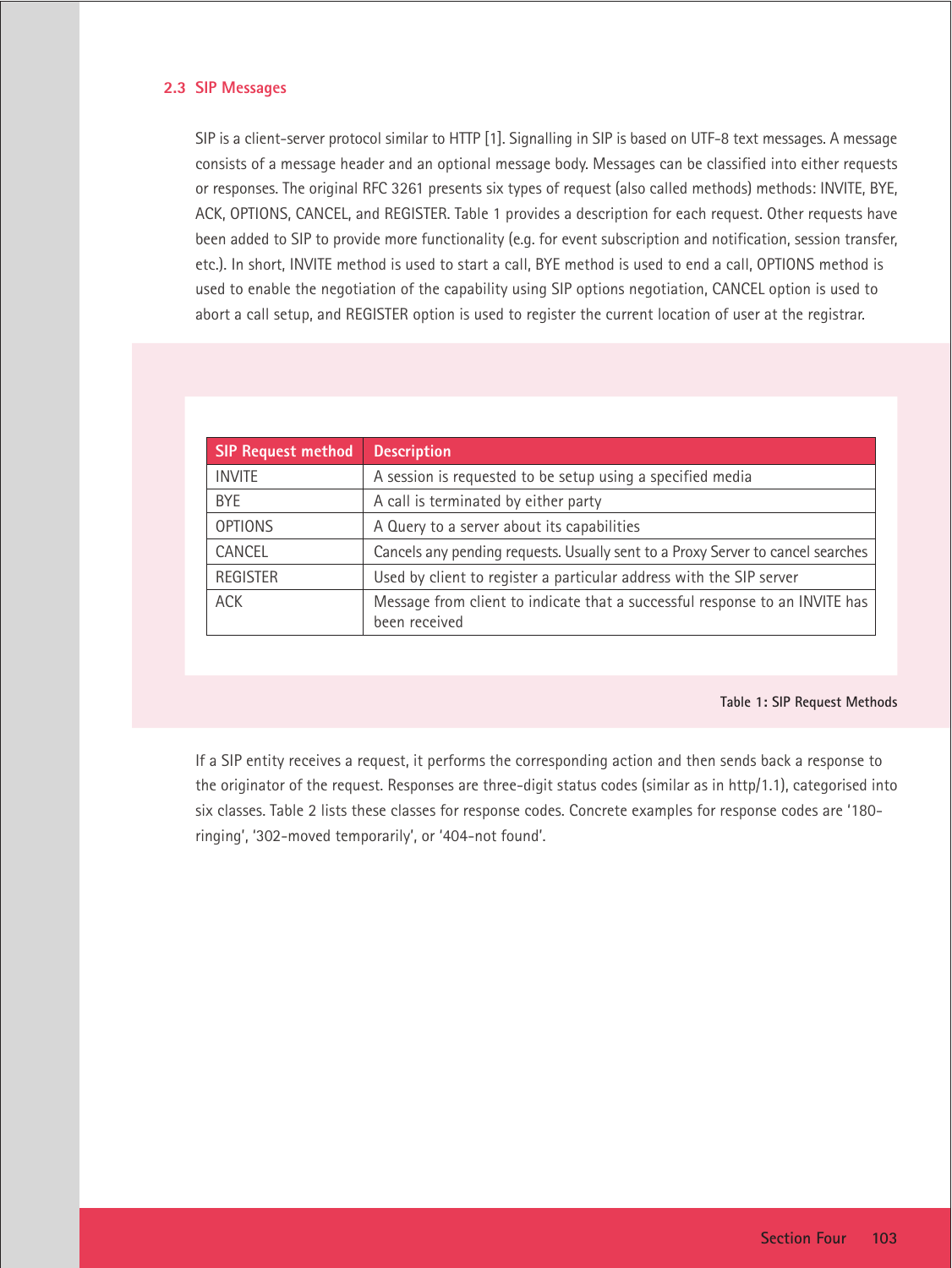## 2.3 SIP Messages

SIP is a client-server protocol similar to HTTP [1]. Signalling in SIP is based on UTF-8 text messages. A message consists of a message header and an optional message body. Messages can be classified into either requests or responses. The original RFC 3261 presents six types of request (also called methods) methods: INVITE, BYE, ACK, OPTIONS, CANCEL, and REGISTER. Table 1 provides a description for each request. Other requests have been added to SIP to provide more functionality (e.g. for event subscription and notification, session transfer, etc.). In short, INVITE method is used to start a call, BYE method is used to end a call, OPTIONS method is used to enable the negotiation of the capability using SIP options negotiation, CANCEL option is used to abort a call setup, and REGISTER option is used to register the current location of user at the registrar.

| SIP Request method | Description |
|---|---|
| INVITE | A session is requested to be setup using a specified media |
| BYE | A call is terminated by either party |
| OPTIONS | A Query to a server about its capabilities |
| CANCEL | Cancels any pending requests. Usually sent to a Proxy Server to cancel searches |
| REGISTER | Used by client to register a particular address with the SIP server |
| ACK | Message from client to indicate that a successful response to an INVITE has been received |

Table 1: SIP Request Methods

If a SIP entity receives a request, it performs the corresponding action and then sends back a response to the originator of the request. Responses are three-digit status codes (similar as in http/1.1), categorised into six classes. Table 2 lists these classes for response codes. Concrete examples for response codes are '180-ringing', '302-moved temporarily', or '404-not found'.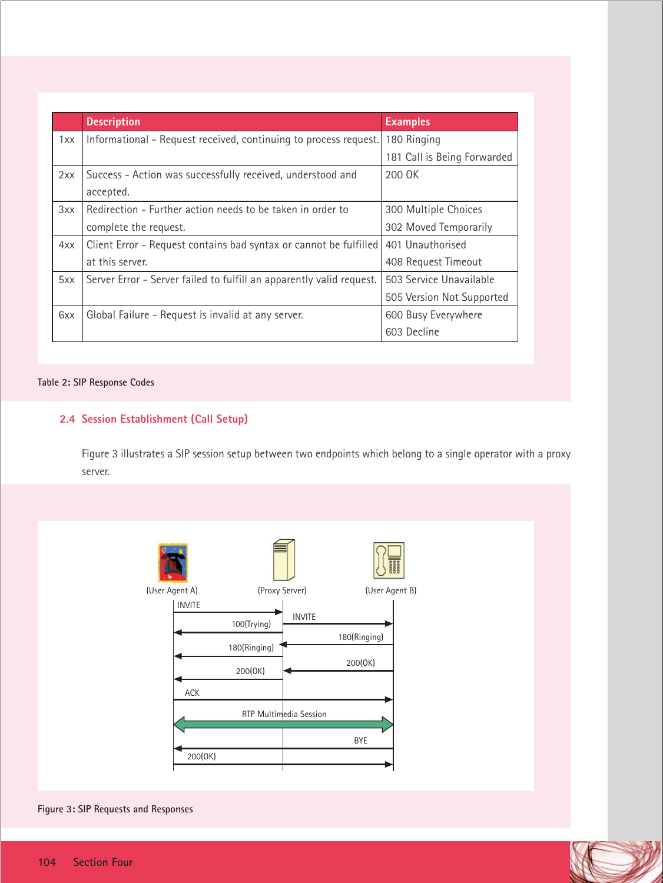|  | Description | Examples |
|---|---|---|
| 1xx | Informational - Request received, continuing to process request. | 180 Ringing<br>181 Call is Being Forwarded |
| 2xx | Success - Action was successfully received, understood and accepted. | 200 OK |
| 3xx | Redirection - Further action needs to be taken in order to complete the request. | 300 Multiple Choices<br>302 Moved Temporarily |
| 4xx | Client Error - Request contains bad syntax or cannot be fulfilled at this server. | 401 Unauthorised<br>408 Request Timeout |
| 5xx | Server Error - Server failed to fulfill an apparently valid request. | 503 Service Unavailable<br>505 Version Not Supported |
| 6xx | Global Failure - Request is invalid at any server. | 600 Busy Everywhere<br>603 Decline |

Table 2: SIP Response Codes

### 2.4 Session Establishment (Call Setup)

Figure 3 illustrates a SIP session setup between two endpoints which belong to a single operator with a proxy server.

(User Agent A) (Proxy Server) (User Agent B)

INVITE, INVITE, 100(Trying), 180(Ringing), 180(Ringing), 200(OK), 200(OK), ACK, RTP Multimedia Session, BYE, 200(OK)

Figure 3: SIP Requests and Responses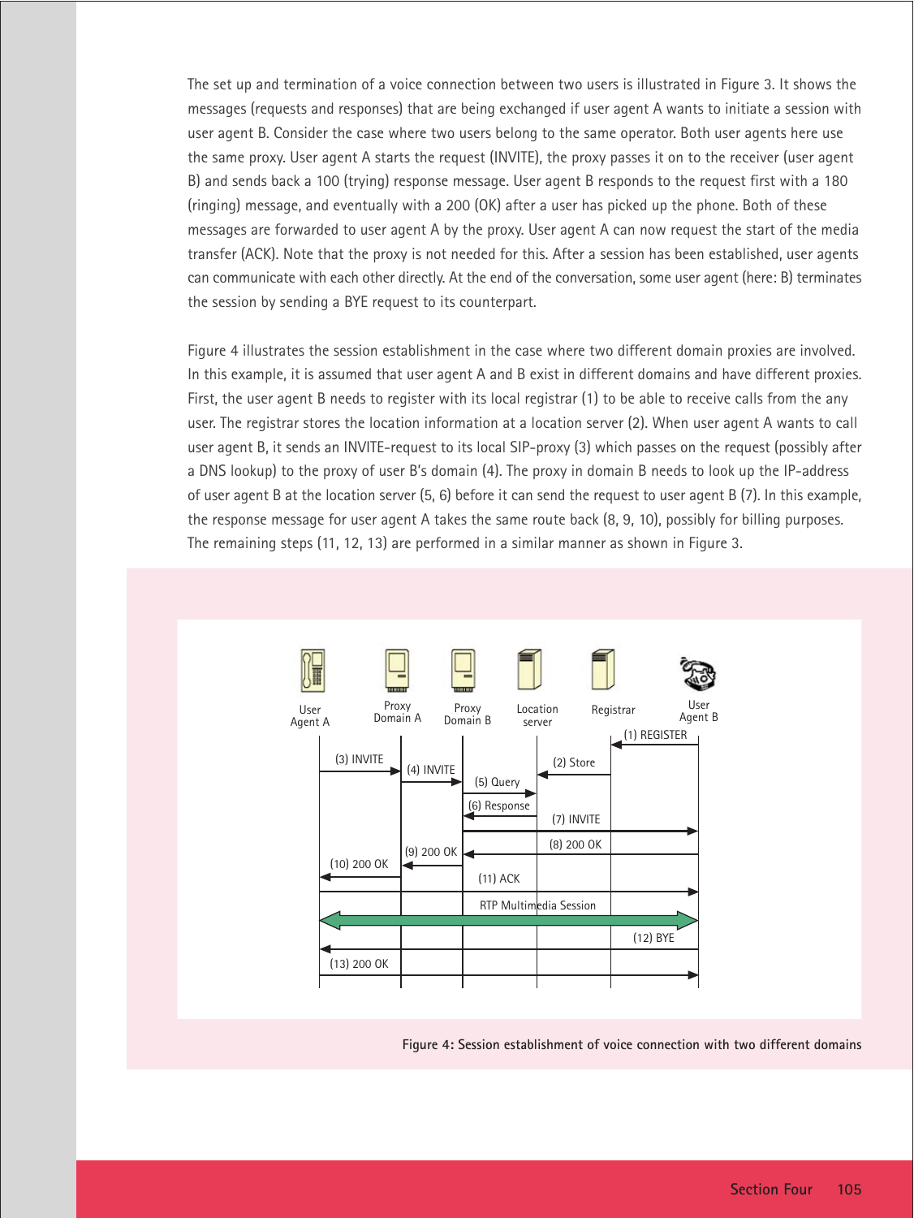The set up and termination of a voice connection between two users is illustrated in Figure 3. It shows the messages (requests and responses) that are being exchanged if user agent A wants to initiate a session with user agent B. Consider the case where two users belong to the same operator. Both user agents here use the same proxy. User agent A starts the request (INVITE), the proxy passes it on to the receiver (user agent B) and sends back a 100 (trying) response message. User agent B responds to the request first with a 180 (ringing) message, and eventually with a 200 (OK) after a user has picked up the phone. Both of these messages are forwarded to user agent A by the proxy. User agent A can now request the start of the media transfer (ACK). Note that the proxy is not needed for this. After a session has been established, user agents can communicate with each other directly. At the end of the conversation, some user agent (here: B) terminates the session by sending a BYE request to its counterpart.

Figure 4 illustrates the session establishment in the case where two different domain proxies are involved. In this example, it is assumed that user agent A and B exist in different domains and have different proxies. First, the user agent B needs to register with its local registrar (1) to be able to receive calls from the any user. The registrar stores the location information at a location server (2). When user agent A wants to call user agent B, it sends an INVITE-request to its local SIP-proxy (3) which passes on the request (possibly after a DNS lookup) to the proxy of user B's domain (4). The proxy in domain B needs to look up the IP-address of user agent B at the location server (5, 6) before it can send the request to user agent B (7). In this example, the response message for user agent A takes the same route back (8, 9, 10), possibly for billing purposes. The remaining steps (11, 12, 13) are performed in a similar manner as shown in Figure 3.

User Agent A | Proxy Domain A | Proxy Domain B | Location server | Registrar | User Agent B

(1) REGISTER
(2) Store
(3) INVITE
(4) INVITE
(5) Query
(6) Response
(7) INVITE
(8) 200 OK
(9) 200 OK
(10) 200 OK
(11) ACK
RTP Multimedia Session
(12) BYE
(13) 200 OK

**Figure 4: Session establishment of voice connection with two different domains**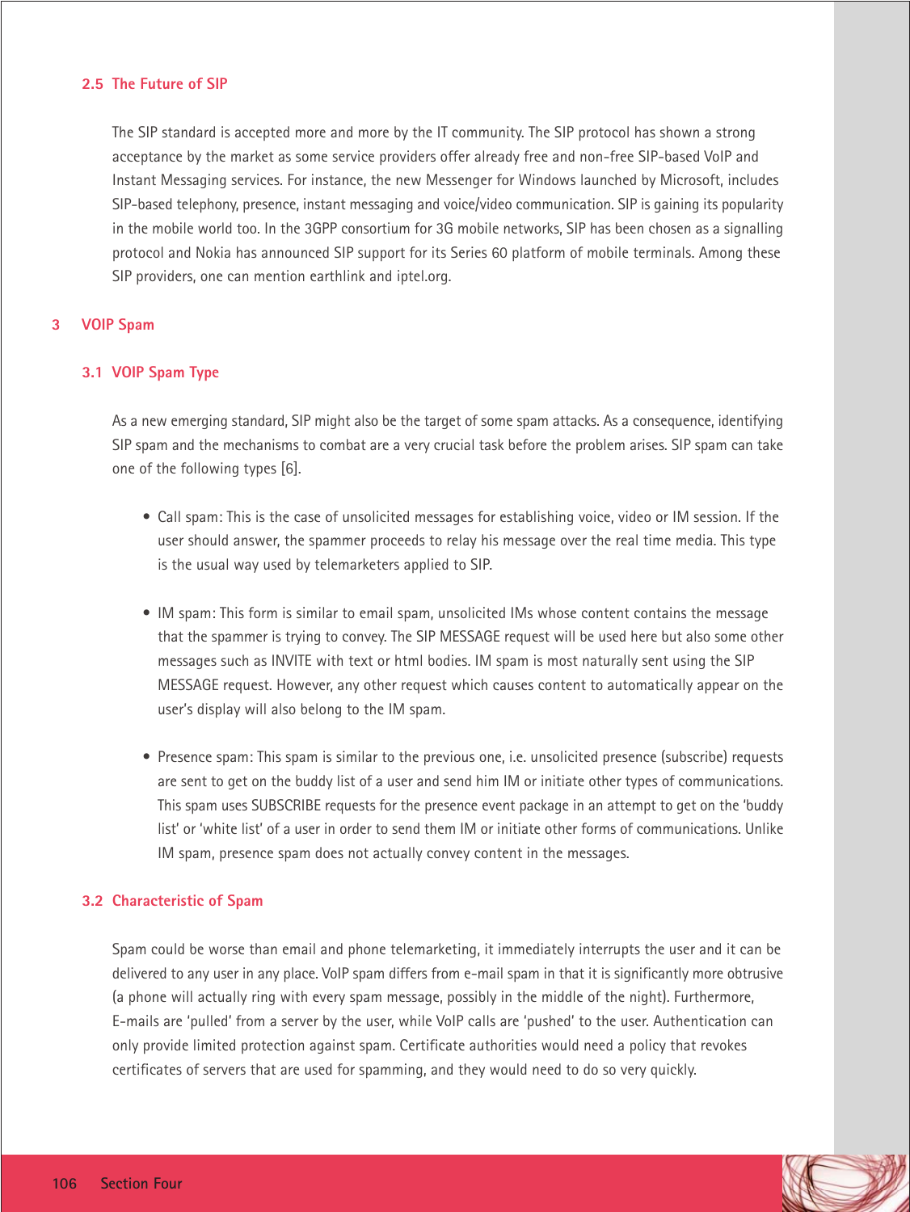### 2.5 The Future of SIP

The SIP standard is accepted more and more by the IT community. The SIP protocol has shown a strong acceptance by the market as some service providers offer already free and non-free SIP-based VoIP and Instant Messaging services. For instance, the new Messenger for Windows launched by Microsoft, includes SIP-based telephony, presence, instant messaging and voice/video communication. SIP is gaining its popularity in the mobile world too. In the 3GPP consortium for 3G mobile networks, SIP has been chosen as a signalling protocol and Nokia has announced SIP support for its Series 60 platform of mobile terminals. Among these SIP providers, one can mention earthlink and iptel.org.

## 3 VOIP Spam

### 3.1 VOIP Spam Type

As a new emerging standard, SIP might also be the target of some spam attacks. As a consequence, identifying SIP spam and the mechanisms to combat are a very crucial task before the problem arises. SIP spam can take one of the following types [6].

- Call spam: This is the case of unsolicited messages for establishing voice, video or IM session. If the user should answer, the spammer proceeds to relay his message over the real time media. This type is the usual way used by telemarketers applied to SIP.

- IM spam: This form is similar to email spam, unsolicited IMs whose content contains the message that the spammer is trying to convey. The SIP MESSAGE request will be used here but also some other messages such as INVITE with text or html bodies. IM spam is most naturally sent using the SIP MESSAGE request. However, any other request which causes content to automatically appear on the user's display will also belong to the IM spam.

- Presence spam: This spam is similar to the previous one, i.e. unsolicited presence (subscribe) requests are sent to get on the buddy list of a user and send him IM or initiate other types of communications. This spam uses SUBSCRIBE requests for the presence event package in an attempt to get on the 'buddy list' or 'white list' of a user in order to send them IM or initiate other forms of communications. Unlike IM spam, presence spam does not actually convey content in the messages.

### 3.2 Characteristic of Spam

Spam could be worse than email and phone telemarketing, it immediately interrupts the user and it can be delivered to any user in any place. VoIP spam differs from e-mail spam in that it is significantly more obtrusive (a phone will actually ring with every spam message, possibly in the middle of the night). Furthermore, E-mails are 'pulled' from a server by the user, while VoIP calls are 'pushed' to the user. Authentication can only provide limited protection against spam. Certificate authorities would need a policy that revokes certificates of servers that are used for spamming, and they would need to do so very quickly.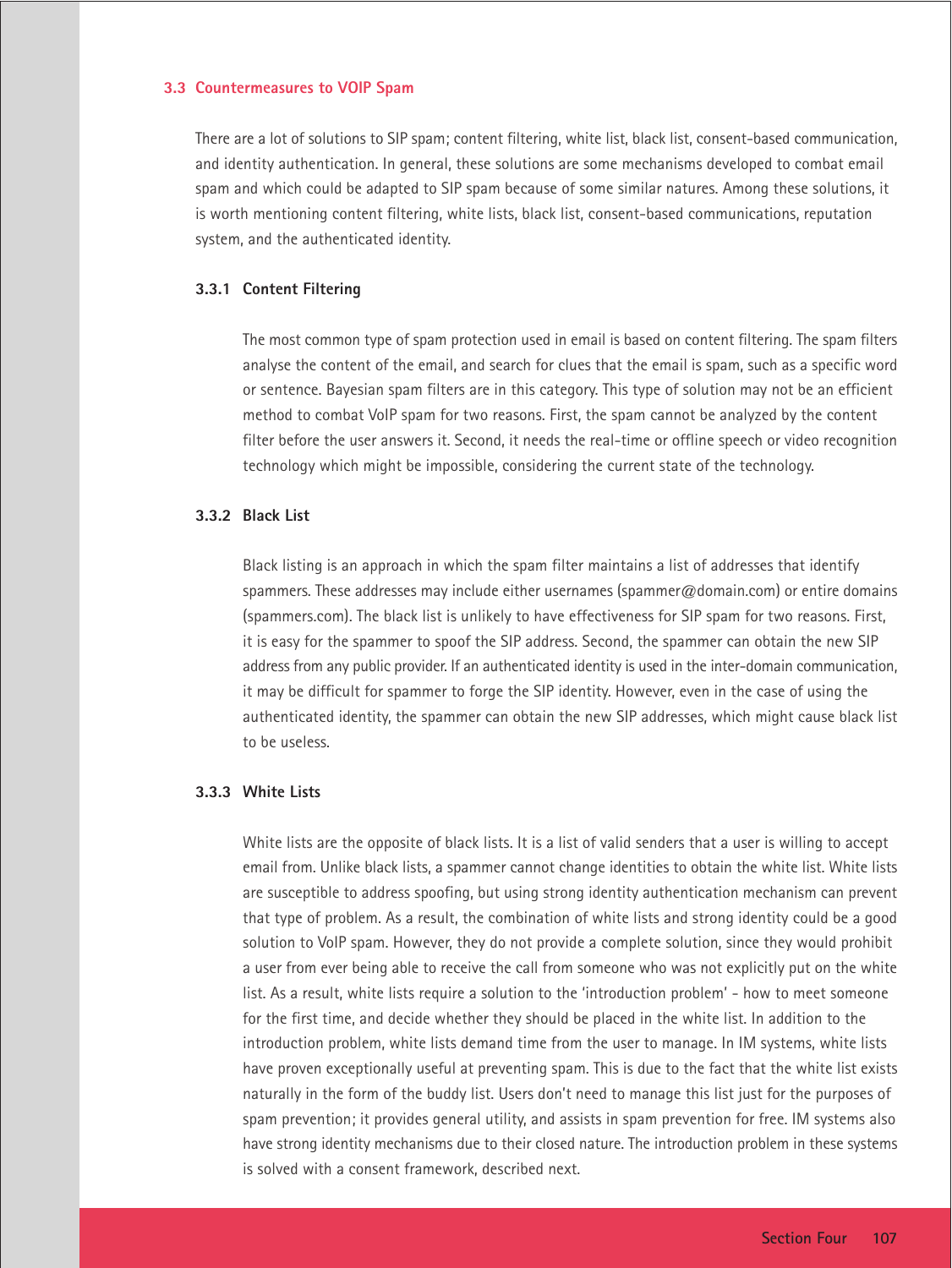## 3.3 Countermeasures to VOIP Spam

There are a lot of solutions to SIP spam; content filtering, white list, black list, consent-based communication, and identity authentication. In general, these solutions are some mechanisms developed to combat email spam and which could be adapted to SIP spam because of some similar natures. Among these solutions, it is worth mentioning content filtering, white lists, black list, consent-based communications, reputation system, and the authenticated identity.

### 3.3.1 Content Filtering

The most common type of spam protection used in email is based on content filtering. The spam filters analyse the content of the email, and search for clues that the email is spam, such as a specific word or sentence. Bayesian spam filters are in this category. This type of solution may not be an efficient method to combat VoIP spam for two reasons. First, the spam cannot be analyzed by the content filter before the user answers it. Second, it needs the real-time or offline speech or video recognition technology which might be impossible, considering the current state of the technology.

### 3.3.2 Black List

Black listing is an approach in which the spam filter maintains a list of addresses that identify spammers. These addresses may include either usernames (spammer@domain.com) or entire domains (spammers.com). The black list is unlikely to have effectiveness for SIP spam for two reasons. First, it is easy for the spammer to spoof the SIP address. Second, the spammer can obtain the new SIP address from any public provider. If an authenticated identity is used in the inter-domain communication, it may be difficult for spammer to forge the SIP identity. However, even in the case of using the authenticated identity, the spammer can obtain the new SIP addresses, which might cause black list to be useless.

### 3.3.3 White Lists

White lists are the opposite of black lists. It is a list of valid senders that a user is willing to accept email from. Unlike black lists, a spammer cannot change identities to obtain the white list. White lists are susceptible to address spoofing, but using strong identity authentication mechanism can prevent that type of problem. As a result, the combination of white lists and strong identity could be a good solution to VoIP spam. However, they do not provide a complete solution, since they would prohibit a user from ever being able to receive the call from someone who was not explicitly put on the white list. As a result, white lists require a solution to the 'introduction problem' - how to meet someone for the first time, and decide whether they should be placed in the white list. In addition to the introduction problem, white lists demand time from the user to manage. In IM systems, white lists have proven exceptionally useful at preventing spam. This is due to the fact that the white list exists naturally in the form of the buddy list. Users don't need to manage this list just for the purposes of spam prevention; it provides general utility, and assists in spam prevention for free. IM systems also have strong identity mechanisms due to their closed nature. The introduction problem in these systems is solved with a consent framework, described next.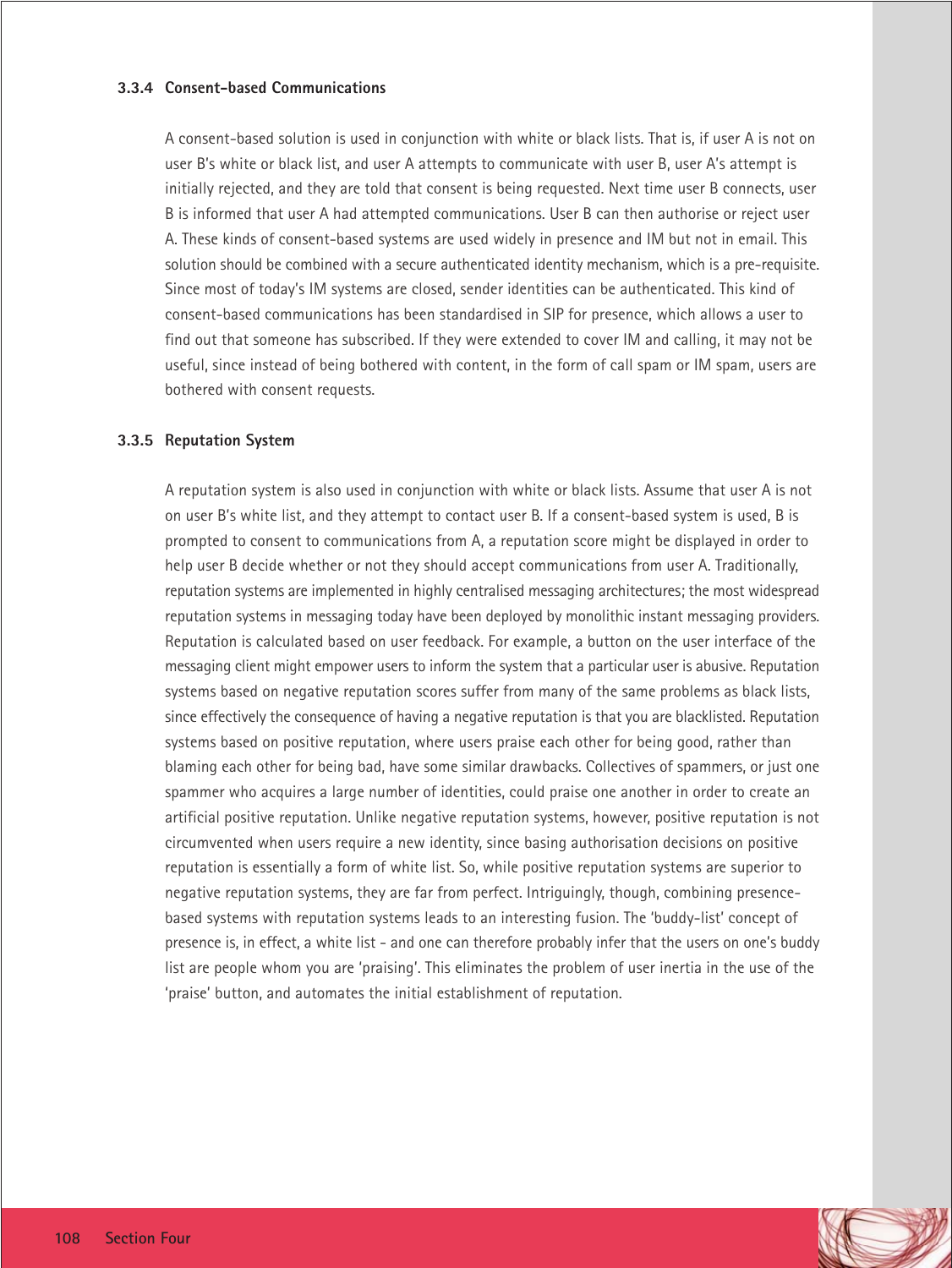### 3.3.4 Consent-based Communications

A consent-based solution is used in conjunction with white or black lists. That is, if user A is not on user B's white or black list, and user A attempts to communicate with user B, user A's attempt is initially rejected, and they are told that consent is being requested. Next time user B connects, user B is informed that user A had attempted communications. User B can then authorise or reject user A. These kinds of consent-based systems are used widely in presence and IM but not in email. This solution should be combined with a secure authenticated identity mechanism, which is a pre-requisite. Since most of today's IM systems are closed, sender identities can be authenticated. This kind of consent-based communications has been standardised in SIP for presence, which allows a user to find out that someone has subscribed. If they were extended to cover IM and calling, it may not be useful, since instead of being bothered with content, in the form of call spam or IM spam, users are bothered with consent requests.

### 3.3.5 Reputation System

A reputation system is also used in conjunction with white or black lists. Assume that user A is not on user B's white list, and they attempt to contact user B. If a consent-based system is used, B is prompted to consent to communications from A, a reputation score might be displayed in order to help user B decide whether or not they should accept communications from user A. Traditionally, reputation systems are implemented in highly centralised messaging architectures; the most widespread reputation systems in messaging today have been deployed by monolithic instant messaging providers. Reputation is calculated based on user feedback. For example, a button on the user interface of the messaging client might empower users to inform the system that a particular user is abusive. Reputation systems based on negative reputation scores suffer from many of the same problems as black lists, since effectively the consequence of having a negative reputation is that you are blacklisted. Reputation systems based on positive reputation, where users praise each other for being good, rather than blaming each other for being bad, have some similar drawbacks. Collectives of spammers, or just one spammer who acquires a large number of identities, could praise one another in order to create an artificial positive reputation. Unlike negative reputation systems, however, positive reputation is not circumvented when users require a new identity, since basing authorisation decisions on positive reputation is essentially a form of white list. So, while positive reputation systems are superior to negative reputation systems, they are far from perfect. Intriguingly, though, combining presence-based systems with reputation systems leads to an interesting fusion. The 'buddy-list' concept of presence is, in effect, a white list - and one can therefore probably infer that the users on one's buddy list are people whom you are 'praising'. This eliminates the problem of user inertia in the use of the 'praise' button, and automates the initial establishment of reputation.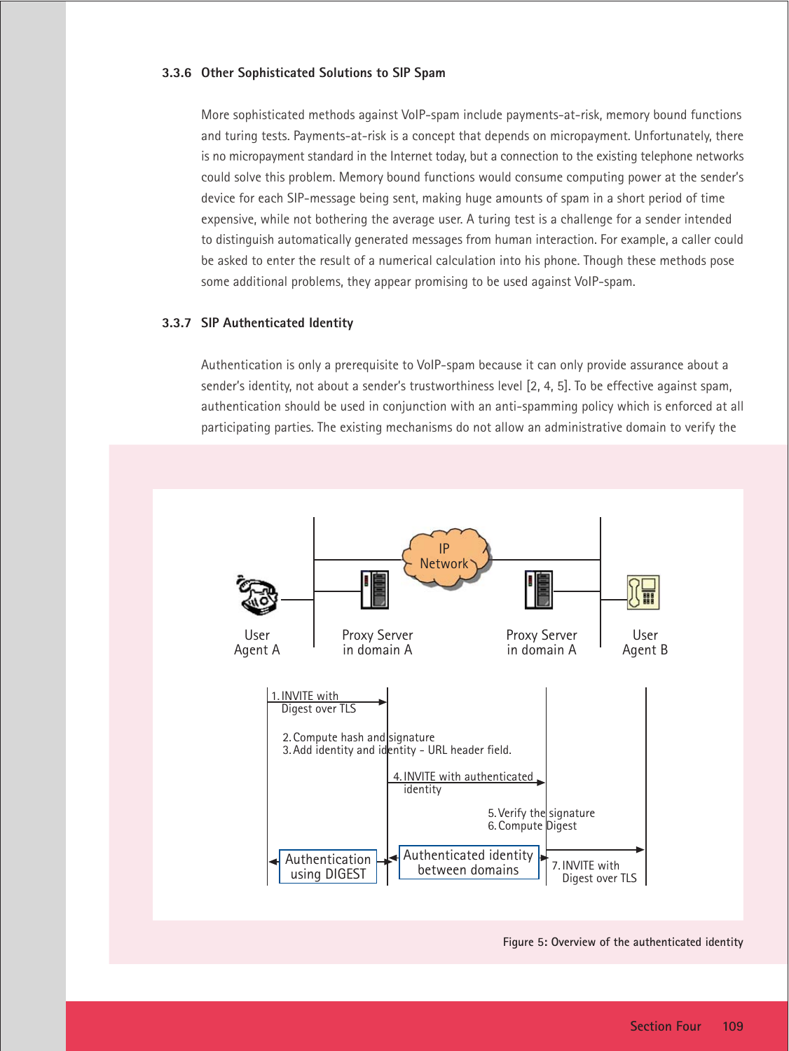### 3.3.6 Other Sophisticated Solutions to SIP Spam

More sophisticated methods against VoIP-spam include payments-at-risk, memory bound functions and turing tests. Payments-at-risk is a concept that depends on micropayment. Unfortunately, there is no micropayment standard in the Internet today, but a connection to the existing telephone networks could solve this problem. Memory bound functions would consume computing power at the sender's device for each SIP-message being sent, making huge amounts of spam in a short period of time expensive, while not bothering the average user. A turing test is a challenge for a sender intended to distinguish automatically generated messages from human interaction. For example, a caller could be asked to enter the result of a numerical calculation into his phone. Though these methods pose some additional problems, they appear promising to be used against VoIP-spam.

### 3.3.7 SIP Authenticated Identity

Authentication is only a prerequisite to VoIP-spam because it can only provide assurance about a sender's identity, not about a sender's trustworthiness level [2, 4, 5]. To be effective against spam, authentication should be used in conjunction with an anti-spamming policy which is enforced at all participating parties. The existing mechanisms do not allow an administrative domain to verify the

Figure 5: Overview of the authenticated identity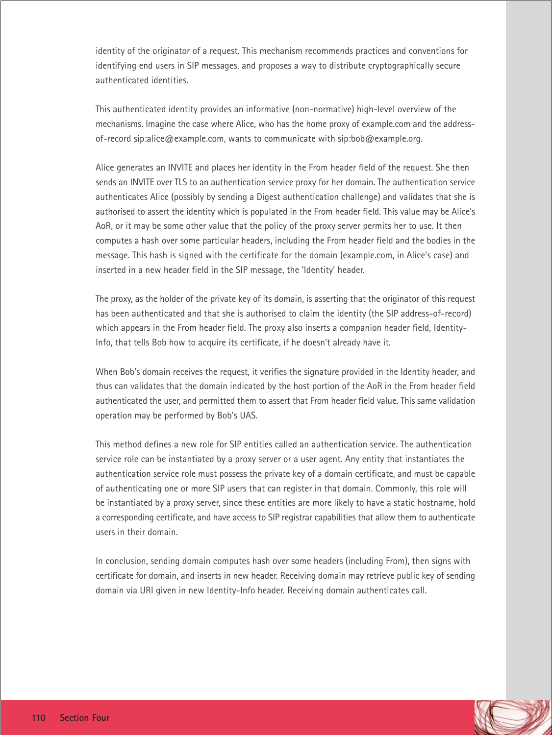identity of the originator of a request. This mechanism recommends practices and conventions for identifying end users in SIP messages, and proposes a way to distribute cryptographically secure authenticated identities.

This authenticated identity provides an informative (non-normative) high-level overview of the mechanisms. Imagine the case where Alice, who has the home proxy of example.com and the address-of-record sip:alice@example.com, wants to communicate with sip:bob@example.org.

Alice generates an INVITE and places her identity in the From header field of the request. She then sends an INVITE over TLS to an authentication service proxy for her domain. The authentication service authenticates Alice (possibly by sending a Digest authentication challenge) and validates that she is authorised to assert the identity which is populated in the From header field. This value may be Alice's AoR, or it may be some other value that the policy of the proxy server permits her to use. It then computes a hash over some particular headers, including the From header field and the bodies in the message. This hash is signed with the certificate for the domain (example.com, in Alice's case) and inserted in a new header field in the SIP message, the 'Identity' header.

The proxy, as the holder of the private key of its domain, is asserting that the originator of this request has been authenticated and that she is authorised to claim the identity (the SIP address-of-record) which appears in the From header field. The proxy also inserts a companion header field, Identity-Info, that tells Bob how to acquire its certificate, if he doesn't already have it.

When Bob's domain receives the request, it verifies the signature provided in the Identity header, and thus can validates that the domain indicated by the host portion of the AoR in the From header field authenticated the user, and permitted them to assert that From header field value. This same validation operation may be performed by Bob's UAS.

This method defines a new role for SIP entities called an authentication service. The authentication service role can be instantiated by a proxy server or a user agent. Any entity that instantiates the authentication service role must possess the private key of a domain certificate, and must be capable of authenticating one or more SIP users that can register in that domain. Commonly, this role will be instantiated by a proxy server, since these entities are more likely to have a static hostname, hold a corresponding certificate, and have access to SIP registrar capabilities that allow them to authenticate users in their domain.

In conclusion, sending domain computes hash over some headers (including From), then signs with certificate for domain, and inserts in new header. Receiving domain may retrieve public key of sending domain via URI given in new Identity-Info header. Receiving domain authenticates call.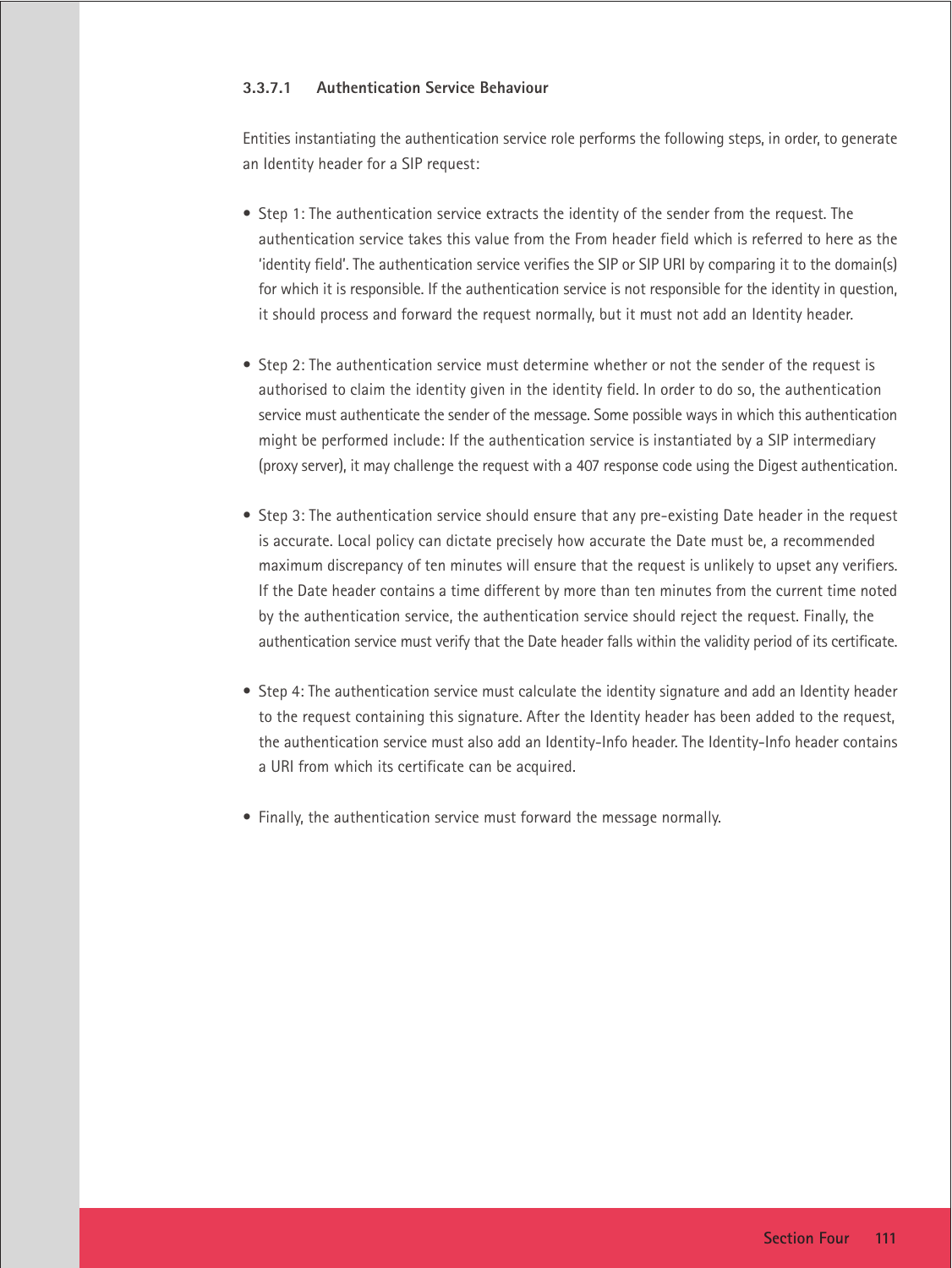#### 3.3.7.1 Authentication Service Behaviour

Entities instantiating the authentication service role performs the following steps, in order, to generate an Identity header for a SIP request:

- Step 1: The authentication service extracts the identity of the sender from the request. The authentication service takes this value from the From header field which is referred to here as the 'identity field'. The authentication service verifies the SIP or SIP URI by comparing it to the domain(s) for which it is responsible. If the authentication service is not responsible for the identity in question, it should process and forward the request normally, but it must not add an Identity header.

- Step 2: The authentication service must determine whether or not the sender of the request is authorised to claim the identity given in the identity field. In order to do so, the authentication service must authenticate the sender of the message. Some possible ways in which this authentication might be performed include: If the authentication service is instantiated by a SIP intermediary (proxy server), it may challenge the request with a 407 response code using the Digest authentication.

- Step 3: The authentication service should ensure that any pre-existing Date header in the request is accurate. Local policy can dictate precisely how accurate the Date must be, a recommended maximum discrepancy of ten minutes will ensure that the request is unlikely to upset any verifiers. If the Date header contains a time different by more than ten minutes from the current time noted by the authentication service, the authentication service should reject the request. Finally, the authentication service must verify that the Date header falls within the validity period of its certificate.

- Step 4: The authentication service must calculate the identity signature and add an Identity header to the request containing this signature. After the Identity header has been added to the request, the authentication service must also add an Identity-Info header. The Identity-Info header contains a URI from which its certificate can be acquired.

- Finally, the authentication service must forward the message normally.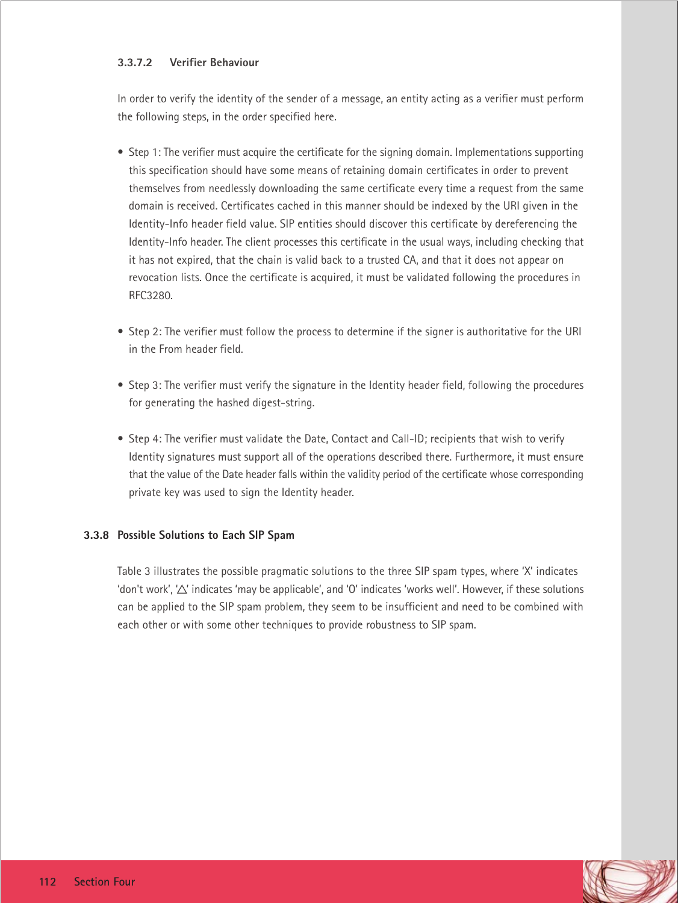#### 3.3.7.2 Verifier Behaviour

In order to verify the identity of the sender of a message, an entity acting as a verifier must perform the following steps, in the order specified here.

- Step 1: The verifier must acquire the certificate for the signing domain. Implementations supporting this specification should have some means of retaining domain certificates in order to prevent themselves from needlessly downloading the same certificate every time a request from the same domain is received. Certificates cached in this manner should be indexed by the URI given in the Identity-Info header field value. SIP entities should discover this certificate by dereferencing the Identity-Info header. The client processes this certificate in the usual ways, including checking that it has not expired, that the chain is valid back to a trusted CA, and that it does not appear on revocation lists. Once the certificate is acquired, it must be validated following the procedures in RFC3280.

- Step 2: The verifier must follow the process to determine if the signer is authoritative for the URI in the From header field.

- Step 3: The verifier must verify the signature in the Identity header field, following the procedures for generating the hashed digest-string.

- Step 4: The verifier must validate the Date, Contact and Call-ID; recipients that wish to verify Identity signatures must support all of the operations described there. Furthermore, it must ensure that the value of the Date header falls within the validity period of the certificate whose corresponding private key was used to sign the Identity header.

### 3.3.8 Possible Solutions to Each SIP Spam

Table 3 illustrates the possible pragmatic solutions to the three SIP spam types, where 'X' indicates 'don't work', '△' indicates 'may be applicable', and 'O' indicates 'works well'. However, if these solutions can be applied to the SIP spam problem, they seem to be insufficient and need to be combined with each other or with some other techniques to provide robustness to SIP spam.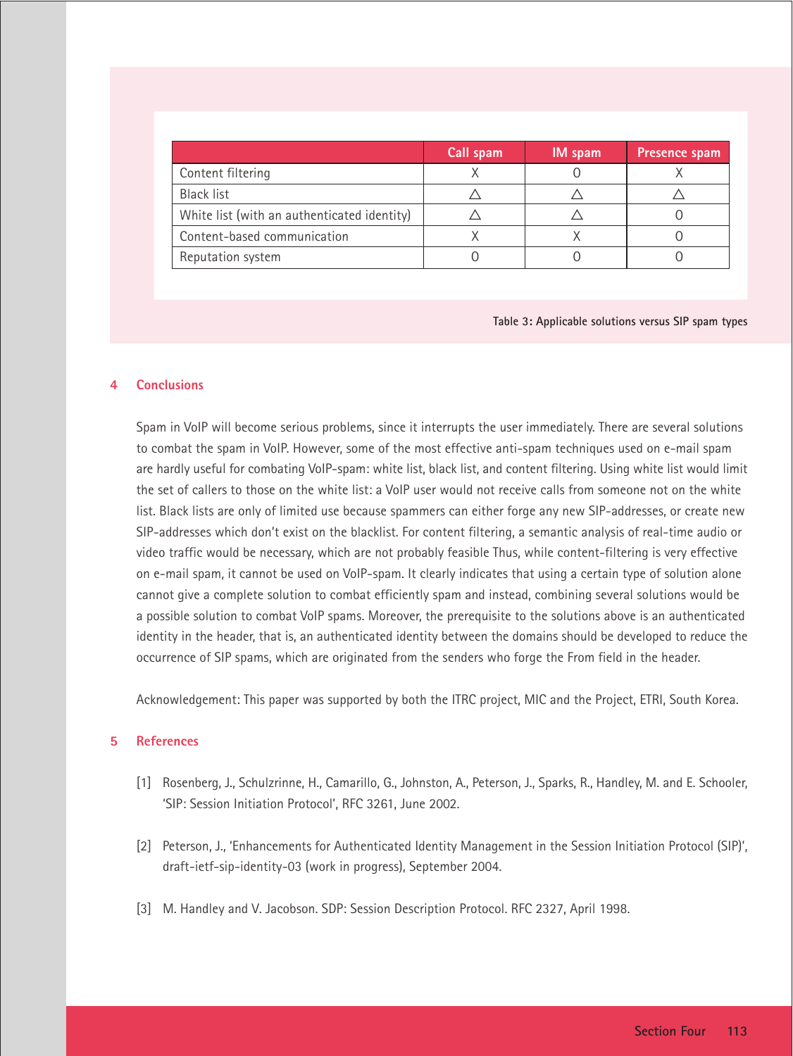| | Call spam | IM spam | Presence spam |
|---|---|---|---|
| Content filtering | X | O | X |
| Black list | △ | △ | △ |
| White list (with an authenticated identity) | △ | △ | O |
| Content-based communication | X | X | O |
| Reputation system | O | O | O |

Table 3: Applicable solutions versus SIP spam types

## 4 Conclusions

Spam in VoIP will become serious problems, since it interrupts the user immediately. There are several solutions to combat the spam in VoIP. However, some of the most effective anti-spam techniques used on e-mail spam are hardly useful for combating VoIP-spam: white list, black list, and content filtering. Using white list would limit the set of callers to those on the white list: a VoIP user would not receive calls from someone not on the white list. Black lists are only of limited use because spammers can either forge any new SIP-addresses, or create new SIP-addresses which don't exist on the blacklist. For content filtering, a semantic analysis of real-time audio or video traffic would be necessary, which are not probably feasible Thus, while content-filtering is very effective on e-mail spam, it cannot be used on VoIP-spam. It clearly indicates that using a certain type of solution alone cannot give a complete solution to combat efficiently spam and instead, combining several solutions would be a possible solution to combat VoIP spams. Moreover, the prerequisite to the solutions above is an authenticated identity in the header, that is, an authenticated identity between the domains should be developed to reduce the occurrence of SIP spams, which are originated from the senders who forge the From field in the header.

Acknowledgement: This paper was supported by both the ITRC project, MIC and the Project, ETRI, South Korea.

## 5 References

[1] Rosenberg, J., Schulzrinne, H., Camarillo, G., Johnston, A., Peterson, J., Sparks, R., Handley, M. and E. Schooler, 'SIP: Session Initiation Protocol', RFC 3261, June 2002.

[2] Peterson, J., 'Enhancements for Authenticated Identity Management in the Session Initiation Protocol (SIP)', draft-ietf-sip-identity-03 (work in progress), September 2004.

[3] M. Handley and V. Jacobson. SDP: Session Description Protocol. RFC 2327, April 1998.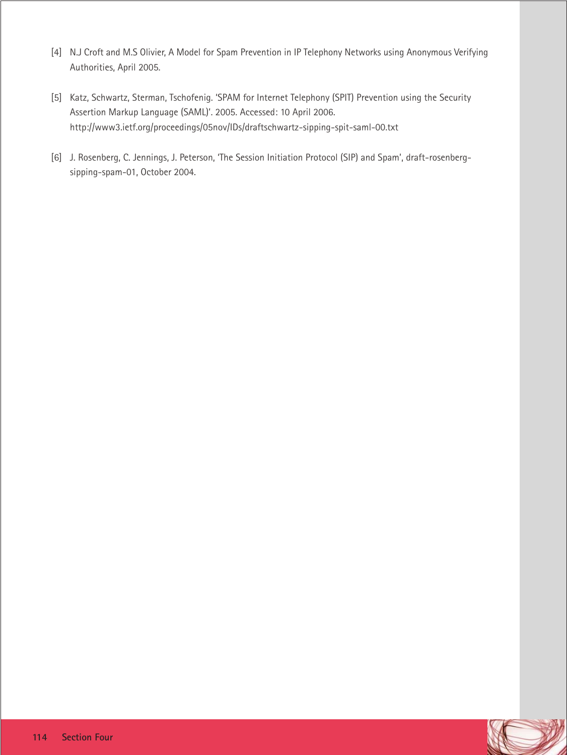[4] N.J Croft and M.S Olivier, A Model for Spam Prevention in IP Telephony Networks using Anonymous Verifying Authorities, April 2005.

[5] Katz, Schwartz, Sterman, Tschofenig. 'SPAM for Internet Telephony (SPIT) Prevention using the Security Assertion Markup Language (SAML)'. 2005. Accessed: 10 April 2006. http://www3.ietf.org/proceedings/05nov/IDs/draftschwartz-sipping-spit-saml-00.txt

[6] J. Rosenberg, C. Jennings, J. Peterson, 'The Session Initiation Protocol (SIP) and Spam', draft-rosenberg-sipping-spam-01, October 2004.